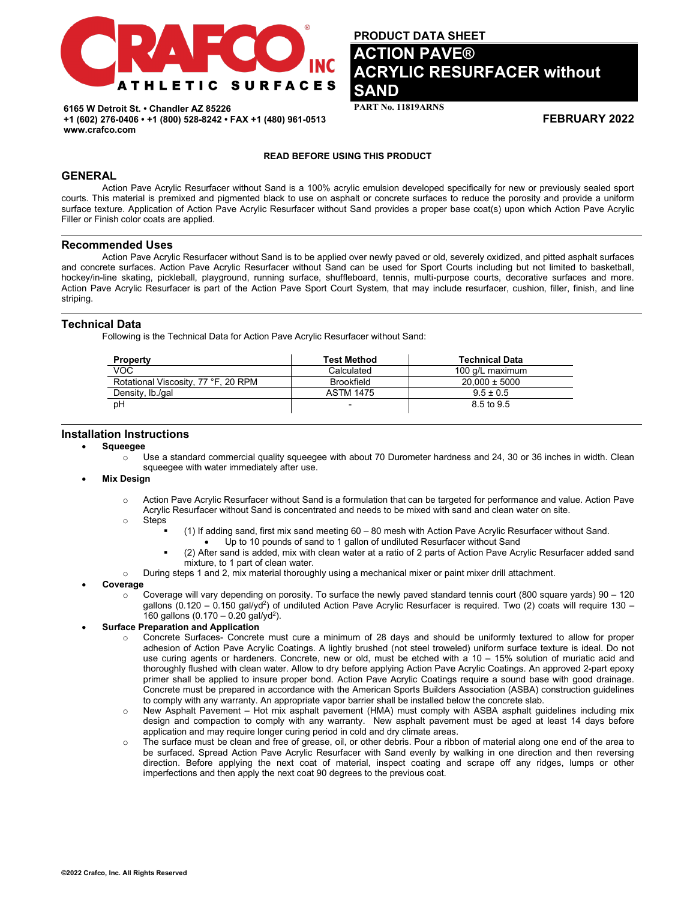CRAFCO® INC ATHLETIC SURFACES

6165 W Detroit St. • Chandler AZ 85226
+1 (602) 276-0406 • +1 (800) 528-8242 • FAX +1 (480) 961-0513
www.crafco.com

**PRODUCT DATA SHEET**

# ACTION PAVE® ACRYLIC RESURFACER without SAND

**PART No. 11819ARNS**

**FEBRUARY 2022**

**READ BEFORE USING THIS PRODUCT**

## GENERAL

Action Pave Acrylic Resurfacer without Sand is a 100% acrylic emulsion developed specifically for new or previously sealed sport courts. This material is premixed and pigmented black to use on asphalt or concrete surfaces to reduce the porosity and provide a uniform surface texture. Application of Action Pave Acrylic Resurfacer without Sand provides a proper base coat(s) upon which Action Pave Acrylic Filler or Finish color coats are applied.

## Recommended Uses

Action Pave Acrylic Resurfacer without Sand is to be applied over newly paved or old, severely oxidized, and pitted asphalt surfaces and concrete surfaces. Action Pave Acrylic Resurfacer without Sand can be used for Sport Courts including but not limited to basketball, hockey/in-line skating, pickleball, playground, running surface, shuffleboard, tennis, multi-purpose courts, decorative surfaces and more. Action Pave Acrylic Resurfacer is part of the Action Pave Sport Court System, that may include resurfacer, cushion, filler, finish, and line striping.

## Technical Data

Following is the Technical Data for Action Pave Acrylic Resurfacer without Sand:

| Property | Test Method | Technical Data |
|---|---|---|
| VOC | Calculated | 100 g/L maximum |
| Rotational Viscosity, 77 °F, 20 RPM | Brookfield | 20,000 ± 5000 |
| Density, lb./gal | ASTM 1475 | 9.5 ± 0.5 |
| pH | - | 8.5 to 9.5 |

## Installation Instructions

- **Squeegee**
  - Use a standard commercial quality squeegee with about 70 Durometer hardness and 24, 30 or 36 inches in width. Clean squeegee with water immediately after use.
- **Mix Design**
  - Action Pave Acrylic Resurfacer without Sand is a formulation that can be targeted for performance and value. Action Pave Acrylic Resurfacer without Sand is concentrated and needs to be mixed with sand and clean water on site.
  - Steps
    - (1) If adding sand, first mix sand meeting 60 – 80 mesh with Action Pave Acrylic Resurfacer without Sand.
      - Up to 10 pounds of sand to 1 gallon of undiluted Resurfacer without Sand
    - (2) After sand is added, mix with clean water at a ratio of 2 parts of Action Pave Acrylic Resurfacer added sand mixture, to 1 part of clean water.
  - During steps 1 and 2, mix material thoroughly using a mechanical mixer or paint mixer drill attachment.
- **Coverage**
  - Coverage will vary depending on porosity. To surface the newly paved standard tennis court (800 square yards) 90 – 120 gallons (0.120 – 0.150 gal/yd$^2$) of undiluted Action Pave Acrylic Resurfacer is required. Two (2) coats will require 130 – 160 gallons (0.170 – 0.20 gal/yd$^2$).
- **Surface Preparation and Application**
  - Concrete Surfaces- Concrete must cure a minimum of 28 days and should be uniformly textured to allow for proper adhesion of Action Pave Acrylic Coatings. A lightly brushed (not steel troweled) uniform surface texture is ideal. Do not use curing agents or hardeners. Concrete, new or old, must be etched with a 10 – 15% solution of muriatic acid and thoroughly flushed with clean water. Allow to dry before applying Action Pave Acrylic Coatings. An approved 2-part epoxy primer shall be applied to insure proper bond. Action Pave Acrylic Coatings require a sound base with good drainage. Concrete must be prepared in accordance with the American Sports Builders Association (ASBA) construction guidelines to comply with any warranty. An appropriate vapor barrier shall be installed below the concrete slab.
  - New Asphalt Pavement – Hot mix asphalt pavement (HMA) must comply with ASBA asphalt guidelines including mix design and compaction to comply with any warranty. New asphalt pavement must be aged at least 14 days before application and may require longer curing period in cold and dry climate areas.
  - The surface must be clean and free of grease, oil, or other debris. Pour a ribbon of material along one end of the area to be surfaced. Spread Action Pave Acrylic Resurfacer with Sand evenly by walking in one direction and then reversing direction. Before applying the next coat of material, inspect coating and scrape off any ridges, lumps or other imperfections and then apply the next coat 90 degrees to the previous coat.

©2022 Crafco, Inc. All Rights Reserved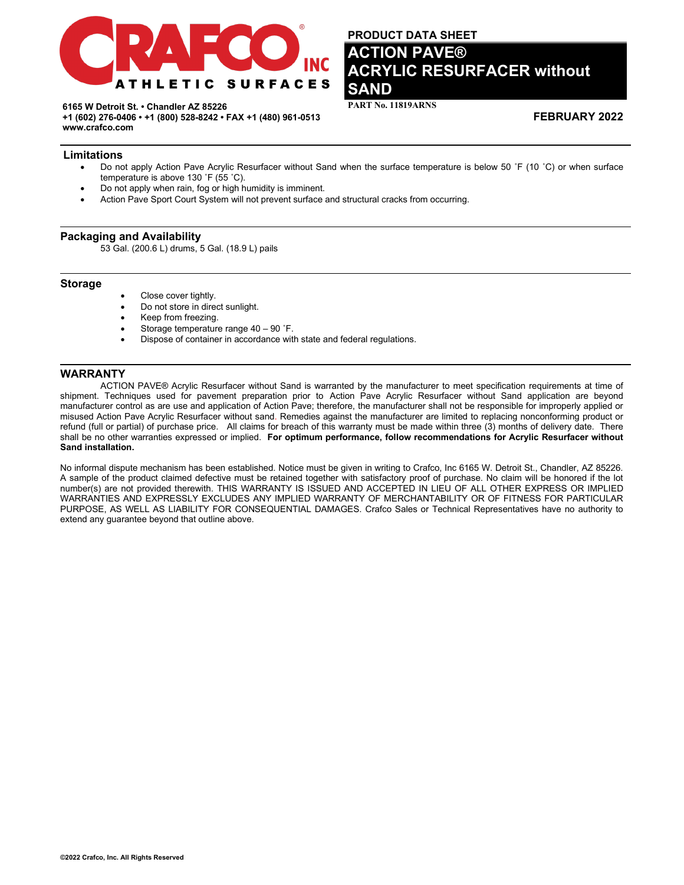CRAFCO INC ATHLETIC SURFACES

6165 W Detroit St. • Chandler AZ 85228
+1 (602) 276-0406 • +1 (800) 528-8242 • FAX +1 (480) 961-0513
www.crafco.com

PRODUCT DATA SHEET

# ACTION PAVE® ACRYLIC RESURFACER without SAND

PART No. 11819ARNS

FEBRUARY 2022

## Limitations

- Do not apply Action Pave Acrylic Resurfacer without Sand when the surface temperature is below 50 ˚F (10 ˚C) or when surface temperature is above 130 ˚F (55 ˚C).
- Do not apply when rain, fog or high humidity is imminent.
- Action Pave Sport Court System will not prevent surface and structural cracks from occurring.

## Packaging and Availability

53 Gal. (200.6 L) drums, 5 Gal. (18.9 L) pails

## Storage

- Close cover tightly.
- Do not store in direct sunlight.
- Keep from freezing.
- Storage temperature range 40 – 90 ˚F.
- Dispose of container in accordance with state and federal regulations.

## WARRANTY

ACTION PAVE® Acrylic Resurfacer without Sand is warranted by the manufacturer to meet specification requirements at time of shipment. Techniques used for pavement preparation prior to Action Pave Acrylic Resurfacer without Sand application are beyond manufacturer control as are use and application of Action Pave; therefore, the manufacturer shall not be responsible for improperly applied or misused Action Pave Acrylic Resurfacer without sand. Remedies against the manufacturer are limited to replacing nonconforming product or refund (full or partial) of purchase price. All claims for breach of this warranty must be made within three (3) months of delivery date. There shall be no other warranties expressed or implied. **For optimum performance, follow recommendations for Acrylic Resurfacer without Sand installation.**

No informal dispute mechanism has been established. Notice must be given in writing to Crafco, Inc 6165 W. Detroit St., Chandler, AZ 85226. A sample of the product claimed defective must be retained together with satisfactory proof of purchase. No claim will be honored if the lot number(s) are not provided therewith. THIS WARRANTY IS ISSUED AND ACCEPTED IN LIEU OF ALL OTHER EXPRESS OR IMPLIED WARRANTIES AND EXPRESSLY EXCLUDES ANY IMPLIED WARRANTY OF MERCHANTABILITY OR OF FITNESS FOR PARTICULAR PURPOSE, AS WELL AS LIABILITY FOR CONSEQUENTIAL DAMAGES. Crafco Sales or Technical Representatives have no authority to extend any guarantee beyond that outline above.

©2022 Crafco, Inc. All Rights Reserved